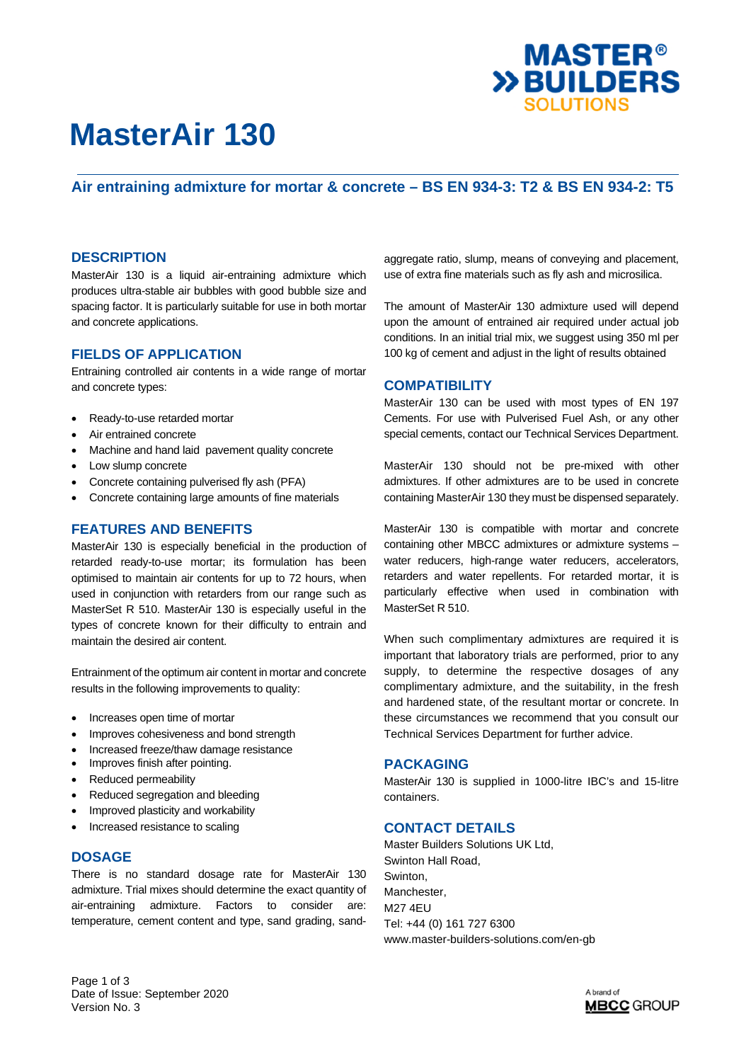# MasterAir 130

## Air entraining admixture for mortar & concrete – BS EN 934-3: T2 & BS EN 934-2: T5

### DESCRIPTION

MasterAir 130 is a liquid air-entraining admixture which produces ultra-stable air bubbles with good bubble size and spacing factor. It is particularly suitable for use in both mortar and concrete applications.

### FIELDS OF APPLICATION

Entraining controlled air contents in a wide range of mortar and concrete types:

- Ready-to-use retarded mortar
- Air entrained concrete
- Machine and hand laid pavement quality concrete
- Low slump concrete
- Concrete containing pulverised fly ash (PFA)
- Concrete containing large amounts of fine materials

### FEATURES AND BENEFITS

MasterAir 130 is especially beneficial in the production of retarded ready-to-use mortar; its formulation has been optimised to maintain air contents for up to 72 hours, when used in conjunction with retarders from our range such as MasterSet R 510. MasterAir 130 is especially useful in the types of concrete known for their difficulty to entrain and maintain the desired air content.

Entrainment of the optimum air content in mortar and concrete results in the following improvements to quality:

- Increases open time of mortar
- Improves cohesiveness and bond strength
- Increased freeze/thaw damage resistance
- Improves finish after pointing.
- Reduced permeability
- Reduced segregation and bleeding
- Improved plasticity and workability
- Increased resistance to scaling

### DOSAGE

There is no standard dosage rate for MasterAir 130 admixture. Trial mixes should determine the exact quantity of air-entraining admixture. Factors to consider are: temperature, cement content and type, sand grading, sand-aggregate ratio, slump, means of conveying and placement, use of extra fine materials such as fly ash and microsilica.

The amount of MasterAir 130 admixture used will depend upon the amount of entrained air required under actual job conditions. In an initial trial mix, we suggest using 350 ml per 100 kg of cement and adjust in the light of results obtained

### COMPATIBILITY

MasterAir 130 can be used with most types of EN 197 Cements. For use with Pulverised Fuel Ash, or any other special cements, contact our Technical Services Department.

MasterAir 130 should not be pre-mixed with other admixtures. If other admixtures are to be used in concrete containing MasterAir 130 they must be dispensed separately.

MasterAir 130 is compatible with mortar and concrete containing other MBCC admixtures or admixture systems – water reducers, high-range water reducers, accelerators, retarders and water repellents. For retarded mortar, it is particularly effective when used in combination with MasterSet R 510.

When such complimentary admixtures are required it is important that laboratory trials are performed, prior to any supply, to determine the respective dosages of any complimentary admixture, and the suitability, in the fresh and hardened state, of the resultant mortar or concrete. In these circumstances we recommend that you consult our Technical Services Department for further advice.

### PACKAGING

MasterAir 130 is supplied in 1000-litre IBC's and 15-litre containers.

### CONTACT DETAILS

Master Builders Solutions UK Ltd,
Swinton Hall Road,
Swinton,
Manchester,
M27 4EU
Tel: +44 (0) 161 727 6300
www.master-builders-solutions.com/en-gb

Date of Issue: September 2020
Version No. 3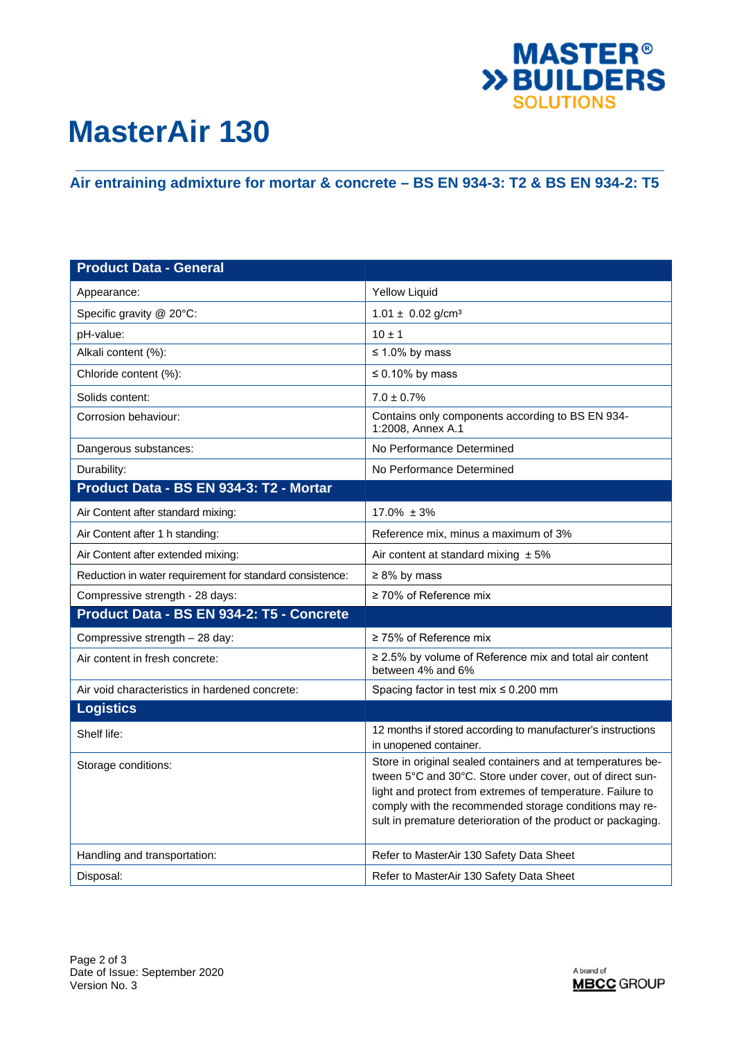# MasterAir 130

## Air entraining admixture for mortar & concrete – BS EN 934-3: T2 & BS EN 934-2: T5

| Product Data - General | |
|---|---|
| Appearance: | Yellow Liquid |
| Specific gravity @ 20°C: | 1.01 ± 0.02 g/cm³ |
| pH-value: | 10 ± 1 |
| Alkali content (%): | ≤ 1.0% by mass |
| Chloride content (%): | ≤ 0.10% by mass |
| Solids content: | 7.0 ± 0.7% |
| Corrosion behaviour: | Contains only components according to BS EN 934-1:2008, Annex A.1 |
| Dangerous substances: | No Performance Determined |
| Durability: | No Performance Determined |
| **Product Data - BS EN 934-3: T2 - Mortar** | |
| Air Content after standard mixing: | 17.0% ± 3% |
| Air Content after 1 h standing: | Reference mix, minus a maximum of 3% |
| Air Content after extended mixing: | Air content at standard mixing ± 5% |
| Reduction in water requirement for standard consistence: | ≥ 8% by mass |
| Compressive strength - 28 days: | ≥ 70% of Reference mix |
| **Product Data - BS EN 934-2: T5 - Concrete** | |
| Compressive strength – 28 day: | ≥ 75% of Reference mix |
| Air content in fresh concrete: | ≥ 2.5% by volume of Reference mix and total air content between 4% and 6% |
| Air void characteristics in hardened concrete: | Spacing factor in test mix ≤ 0.200 mm |
| **Logistics** | |
| Shelf life: | 12 months if stored according to manufacturer's instructions in unopened container. |
| Storage conditions: | Store in original sealed containers and at temperatures between 5°C and 30°C. Store under cover, out of direct sunlight and protect from extremes of temperature. Failure to comply with the recommended storage conditions may result in premature deterioration of the product or packaging. |
| Handling and transportation: | Refer to MasterAir 130 Safety Data Sheet |
| Disposal: | Refer to MasterAir 130 Safety Data Sheet |

Date of Issue: September 2020
Version No. 3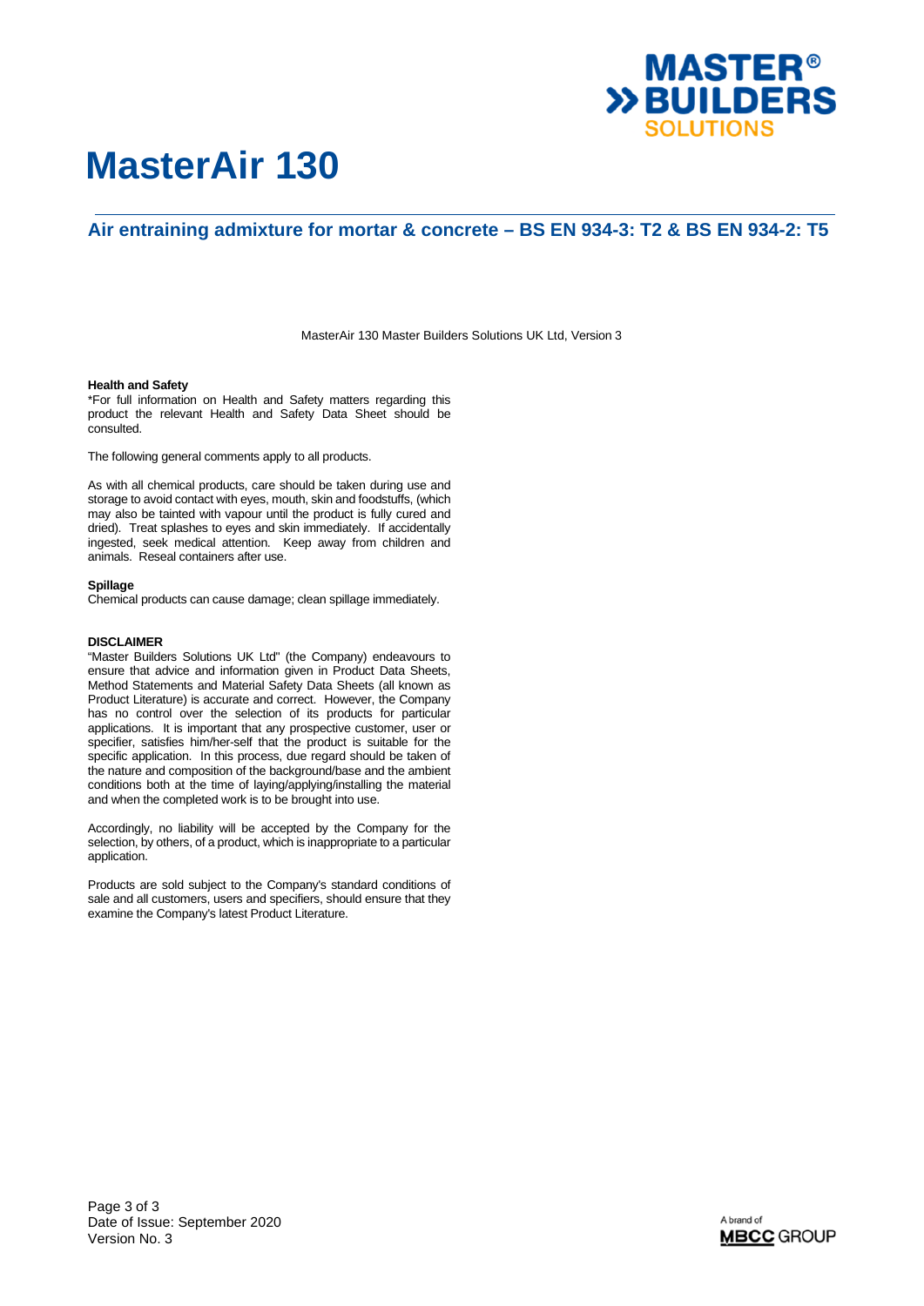# MasterAir 130

## Air entraining admixture for mortar & concrete – BS EN 934-3: T2 & BS EN 934-2: T5

MasterAir 130 Master Builders Solutions UK Ltd, Version 3

**Health and Safety**
*For full information on Health and Safety matters regarding this product the relevant Health and Safety Data Sheet should be consulted.

The following general comments apply to all products.

As with all chemical products, care should be taken during use and storage to avoid contact with eyes, mouth, skin and foodstuffs, (which may also be tainted with vapour until the product is fully cured and dried). Treat splashes to eyes and skin immediately. If accidentally ingested, seek medical attention. Keep away from children and animals. Reseal containers after use.

**Spillage**
Chemical products can cause damage; clean spillage immediately.

**DISCLAIMER**
"Master Builders Solutions UK Ltd" (the Company) endeavours to ensure that advice and information given in Product Data Sheets, Method Statements and Material Safety Data Sheets (all known as Product Literature) is accurate and correct. However, the Company has no control over the selection of its products for particular applications. It is important that any prospective customer, user or specifier, satisfies him/her-self that the product is suitable for the specific application. In this process, due regard should be taken of the nature and composition of the background/base and the ambient conditions both at the time of laying/applying/installing the material and when the completed work is to be brought into use.

Accordingly, no liability will be accepted by the Company for the selection, by others, of a product, which is inappropriate to a particular application.

Products are sold subject to the Company's standard conditions of sale and all customers, users and specifiers, should ensure that they examine the Company's latest Product Literature.

Date of Issue: September 2020
Version No. 3